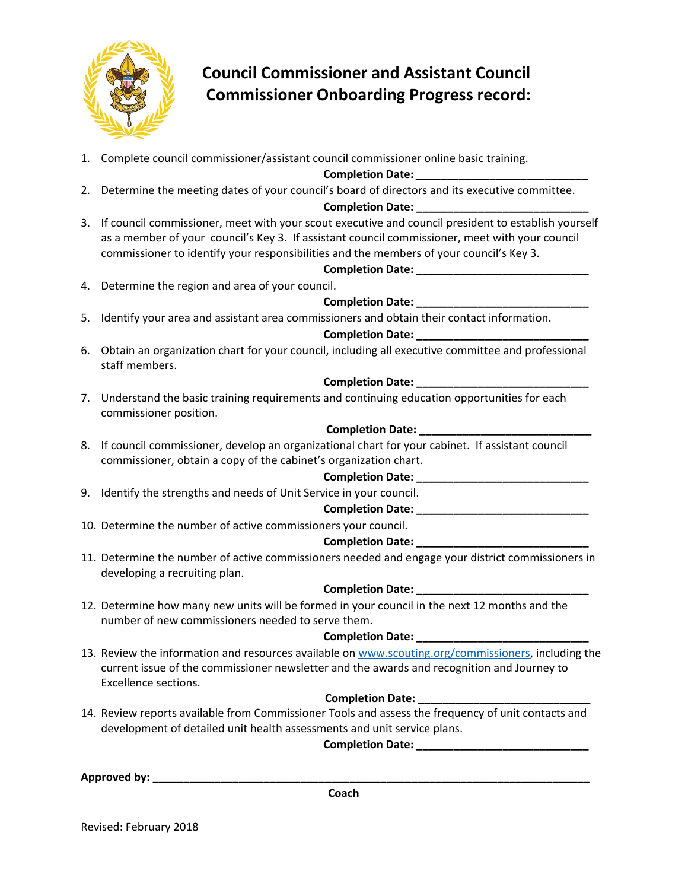# Council Commissioner and Assistant Council Commissioner Onboarding Progress record:

1. Complete council commissioner/assistant council commissioner online basic training.

   **Completion Date: ____________________________**

2. Determine the meeting dates of your council's board of directors and its executive committee.

   **Completion Date: ____________________________**

3. If council commissioner, meet with your scout executive and council president to establish yourself as a member of your council's Key 3. If assistant council commissioner, meet with your council commissioner to identify your responsibilities and the members of your council's Key 3.

   **Completion Date: ____________________________**

4. Determine the region and area of your council.

   **Completion Date: ____________________________**

5. Identify your area and assistant area commissioners and obtain their contact information.

   **Completion Date: ____________________________**

6. Obtain an organization chart for your council, including all executive committee and professional staff members.

   **Completion Date: ____________________________**

7. Understand the basic training requirements and continuing education opportunities for each commissioner position.

   **Completion Date: ____________________________**

8. If council commissioner, develop an organizational chart for your cabinet. If assistant council commissioner, obtain a copy of the cabinet's organization chart.

   **Completion Date: ____________________________**

9. Identify the strengths and needs of Unit Service in your council.

   **Completion Date: ____________________________**

10. Determine the number of active commissioners your council.

    **Completion Date: ____________________________**

11. Determine the number of active commissioners needed and engage your district commissioners in developing a recruiting plan.

    **Completion Date: ____________________________**

12. Determine how many new units will be formed in your council in the next 12 months and the number of new commissioners needed to serve them.

    **Completion Date: ____________________________**

13. Review the information and resources available on www.scouting.org/commissioners, including the current issue of the commissioner newsletter and the awards and recognition and Journey to Excellence sections.

    **Completion Date: ____________________________**

14. Review reports available from Commissioner Tools and assess the frequency of unit contacts and development of detailed unit health assessments and unit service plans.

    **Completion Date: ____________________________**

**Approved by: ______________________________________________________________________**

**Coach**

Revised: February 2018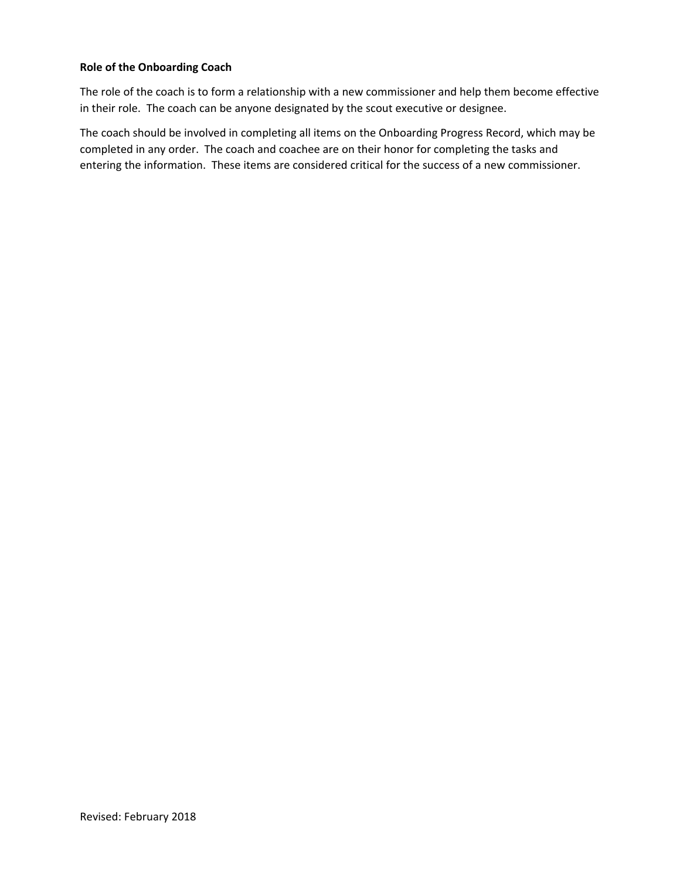**Role of the Onboarding Coach**

The role of the coach is to form a relationship with a new commissioner and help them become effective in their role. The coach can be anyone designated by the scout executive or designee.

The coach should be involved in completing all items on the Onboarding Progress Record, which may be completed in any order. The coach and coachee are on their honor for completing the tasks and entering the information. These items are considered critical for the success of a new commissioner.

Revised: February 2018